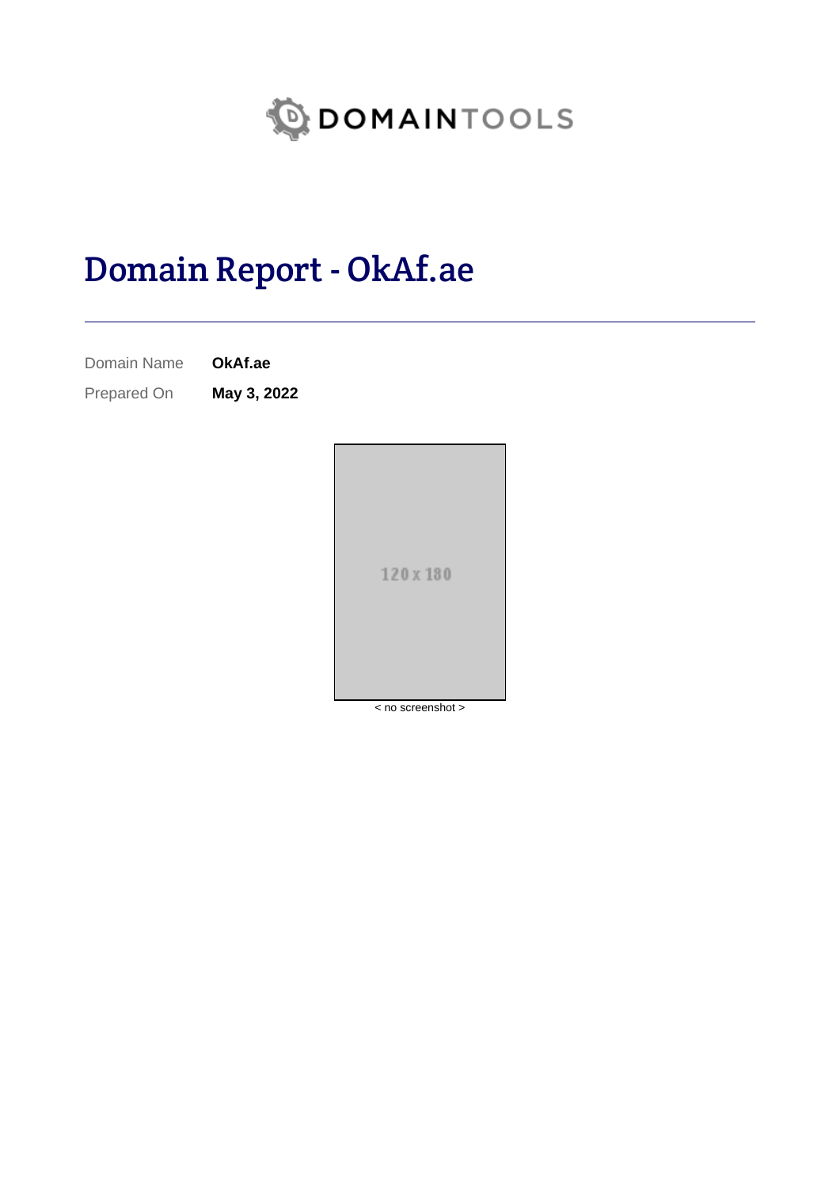DOMAINTOOLS

# Domain Report - OkAf.ae

| Domain Name | **OkAf.ae** |
| --- | --- |
| Prepared On | **May 3, 2022** |

120 x 180

< no screenshot >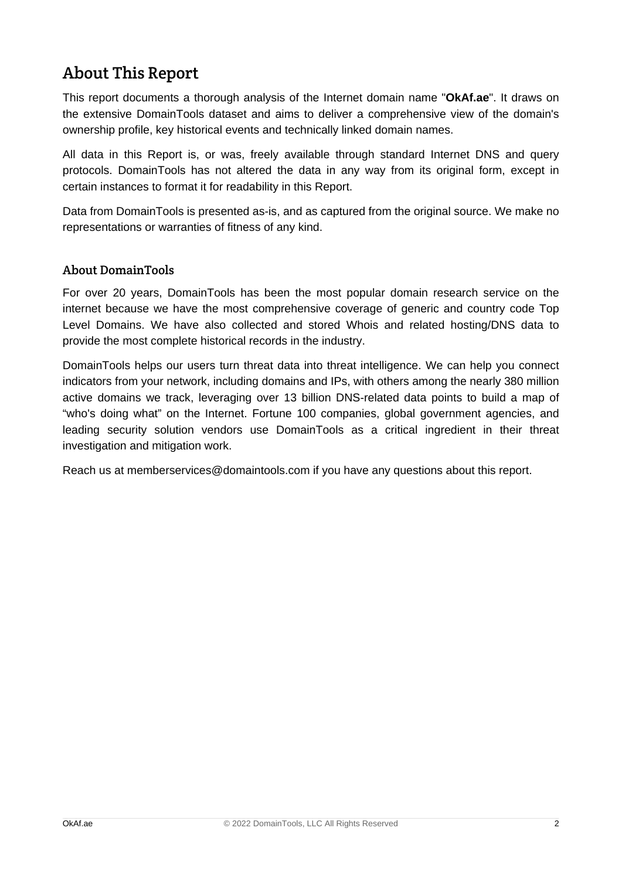# About This Report

This report documents a thorough analysis of the Internet domain name "**OkAf.ae**". It draws on the extensive DomainTools dataset and aims to deliver a comprehensive view of the domain's ownership profile, key historical events and technically linked domain names.

All data in this Report is, or was, freely available through standard Internet DNS and query protocols. DomainTools has not altered the data in any way from its original form, except in certain instances to format it for readability in this Report.

Data from DomainTools is presented as-is, and as captured from the original source. We make no representations or warranties of fitness of any kind.

## About DomainTools

For over 20 years, DomainTools has been the most popular domain research service on the internet because we have the most comprehensive coverage of generic and country code Top Level Domains. We have also collected and stored Whois and related hosting/DNS data to provide the most complete historical records in the industry.

DomainTools helps our users turn threat data into threat intelligence. We can help you connect indicators from your network, including domains and IPs, with others among the nearly 380 million active domains we track, leveraging over 13 billion DNS-related data points to build a map of “who's doing what” on the Internet. Fortune 100 companies, global government agencies, and leading security solution vendors use DomainTools as a critical ingredient in their threat investigation and mitigation work.

Reach us at memberservices@domaintools.com if you have any questions about this report.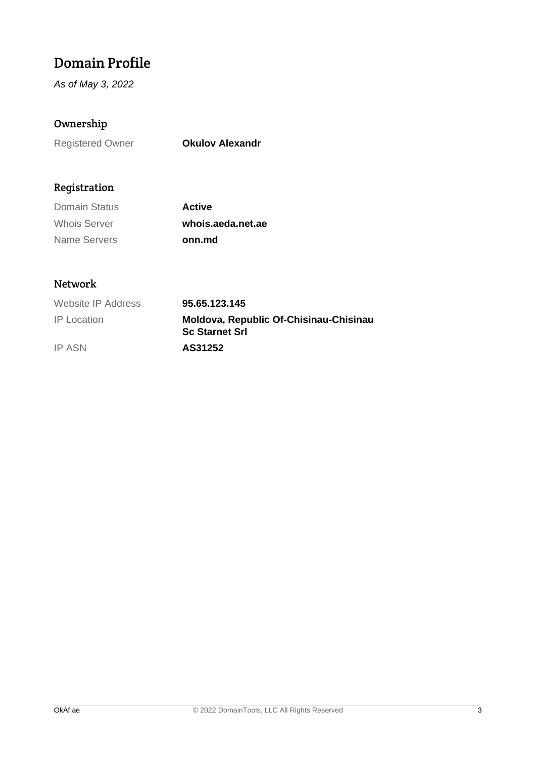# Domain Profile

*As of May 3, 2022*

## Ownership

| | |
|---|---|
| Registered Owner | **Okulov Alexandr** |

## Registration

| | |
|---|---|
| Domain Status | **Active** |
| Whois Server | **whois.aeda.net.ae** |
| Name Servers | **onn.md** |

## Network

| | |
|---|---|
| Website IP Address | **95.65.123.145** |
| IP Location | **Moldova, Republic Of-Chisinau-Chisinau Sc Starnet Srl** |
| IP ASN | **AS31252** |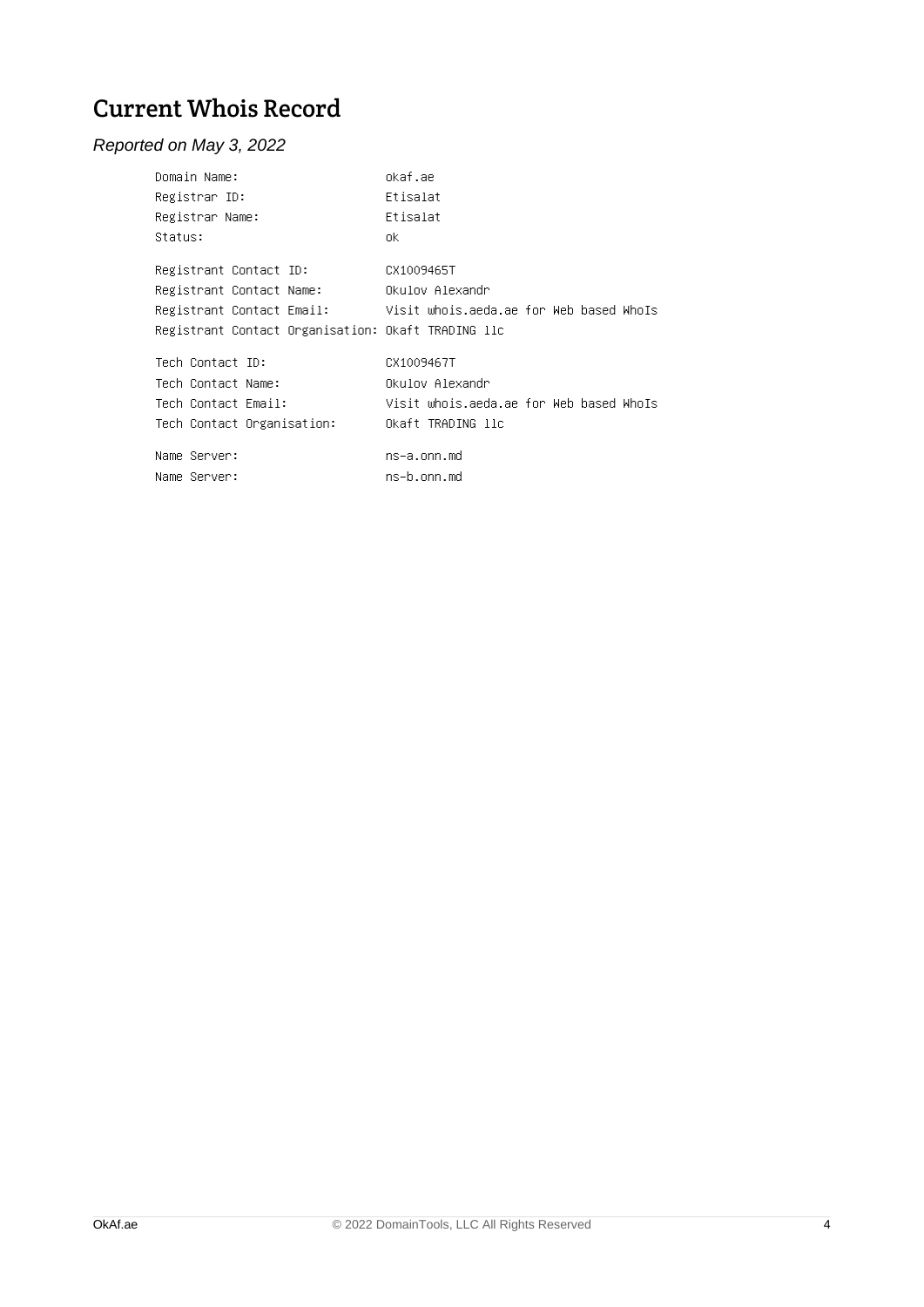# Current Whois Record

*Reported on May 3, 2022*

```
Domain Name:                    okaf.ae
Registrar ID:                   Etisalat
Registrar Name:                 Etisalat
Status:                         ok

Registrant Contact ID:          CX1009465T
Registrant Contact Name:        Okulov Alexandr
Registrant Contact Email:       Visit whois.aeda.ae for Web based WhoIs
Registrant Contact Organisation: Okaft TRADING llc

Tech Contact ID:                CX1009467T
Tech Contact Name:              Okulov Alexandr
Tech Contact Email:             Visit whois.aeda.ae for Web based WhoIs
Tech Contact Organisation:      Okaft TRADING llc

Name Server:                    ns-a.onn.md
Name Server:                    ns-b.onn.md
```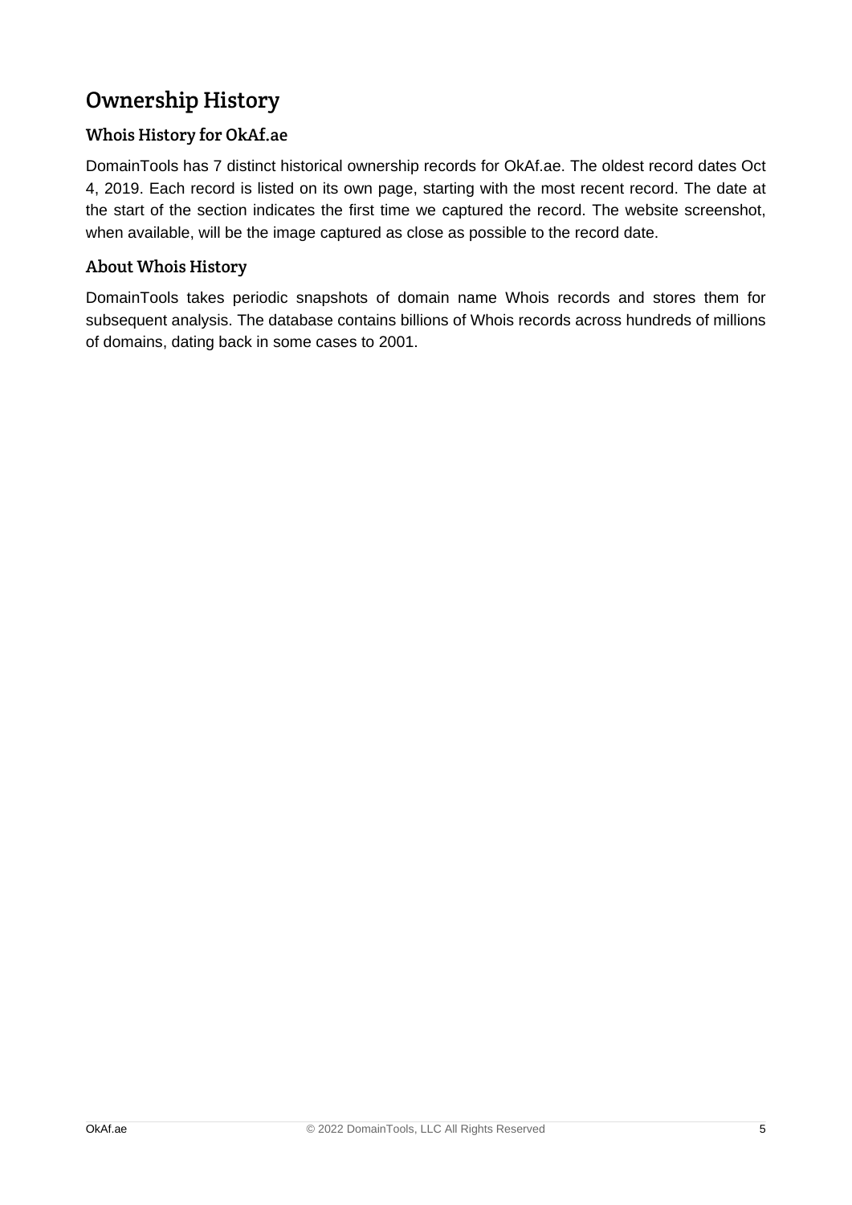# Ownership History

## Whois History for OkAf.ae

DomainTools has 7 distinct historical ownership records for OkAf.ae. The oldest record dates Oct 4, 2019. Each record is listed on its own page, starting with the most recent record. The date at the start of the section indicates the first time we captured the record. The website screenshot, when available, will be the image captured as close as possible to the record date.

## About Whois History

DomainTools takes periodic snapshots of domain name Whois records and stores them for subsequent analysis. The database contains billions of Whois records across hundreds of millions of domains, dating back in some cases to 2001.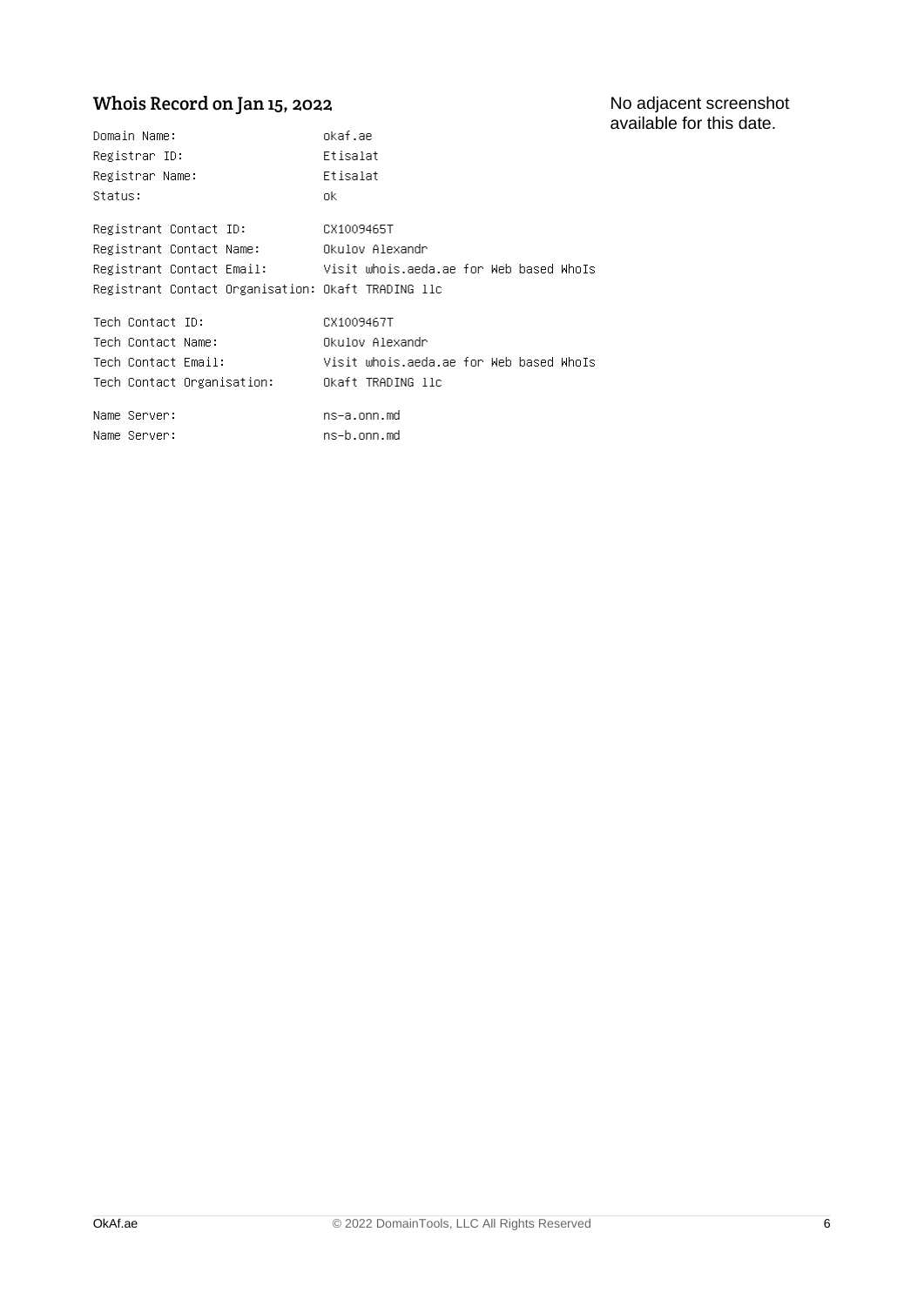## Whois Record on Jan 15, 2022

No adjacent screenshot available for this date.

```
Domain Name:                    okaf.ae
Registrar ID:                   Etisalat
Registrar Name:                 Etisalat
Status:                         ok

Registrant Contact ID:          CX1009465T
Registrant Contact Name:        Okulov Alexandr
Registrant Contact Email:       Visit whois.aeda.ae for Web based WhoIs
Registrant Contact Organisation: Okaft TRADING llc

Tech Contact ID:                CX1009467T
Tech Contact Name:              Okulov Alexandr
Tech Contact Email:             Visit whois.aeda.ae for Web based WhoIs
Tech Contact Organisation:      Okaft TRADING llc

Name Server:                    ns-a.onn.md
Name Server:                    ns-b.onn.md
```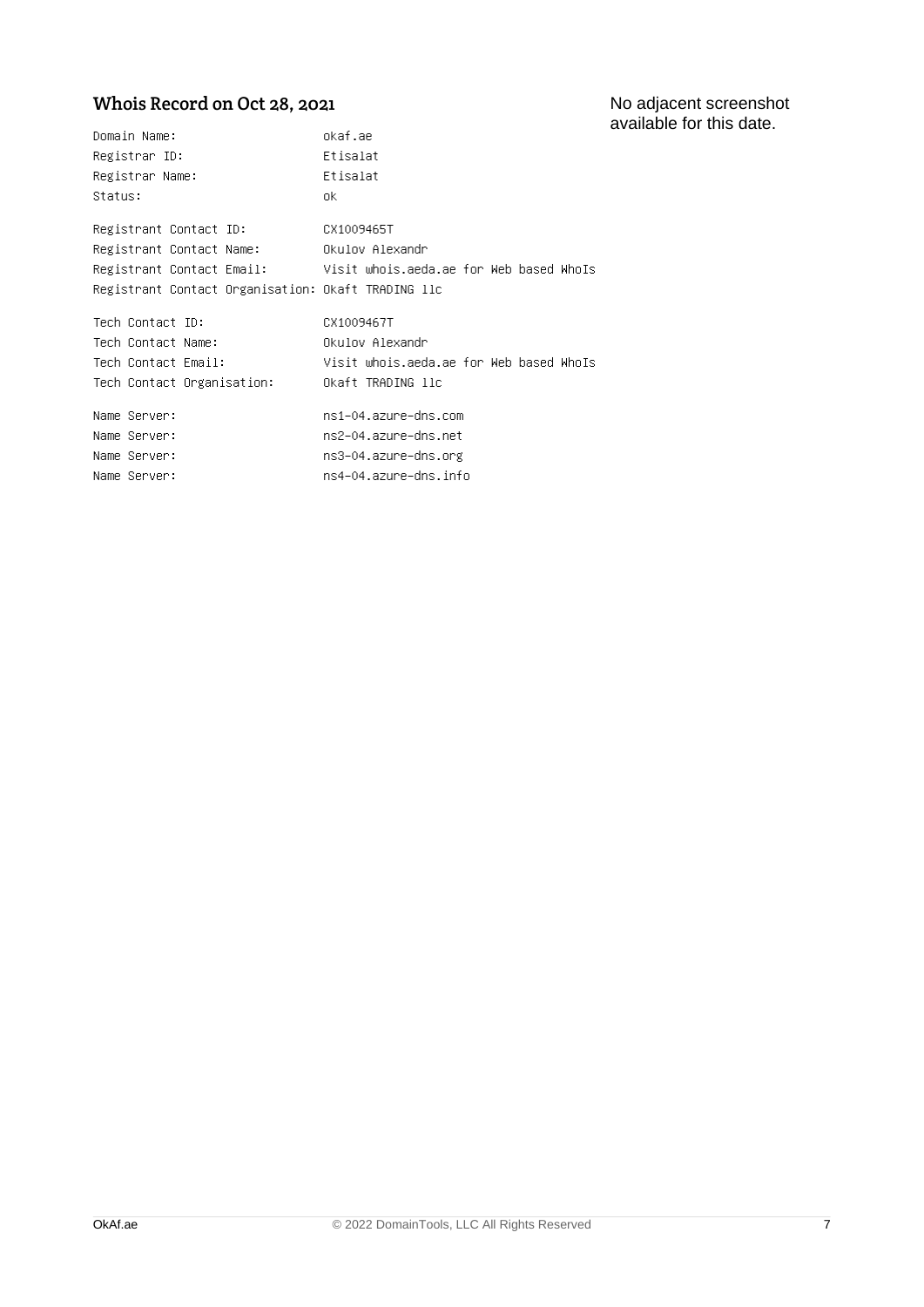## Whois Record on Oct 28, 2021

No adjacent screenshot available for this date.

```
Domain Name:                    okaf.ae
Registrar ID:                   Etisalat
Registrar Name:                 Etisalat
Status:                         ok

Registrant Contact ID:          CX1009465T
Registrant Contact Name:        Okulov Alexandr
Registrant Contact Email:       Visit whois.aeda.ae for Web based WhoIs
Registrant Contact Organisation: Okaft TRADING llc

Tech Contact ID:                CX1009467T
Tech Contact Name:              Okulov Alexandr
Tech Contact Email:             Visit whois.aeda.ae for Web based WhoIs
Tech Contact Organisation:      Okaft TRADING llc

Name Server:                    ns1-04.azure-dns.com
Name Server:                    ns2-04.azure-dns.net
Name Server:                    ns3-04.azure-dns.org
Name Server:                    ns4-04.azure-dns.info
```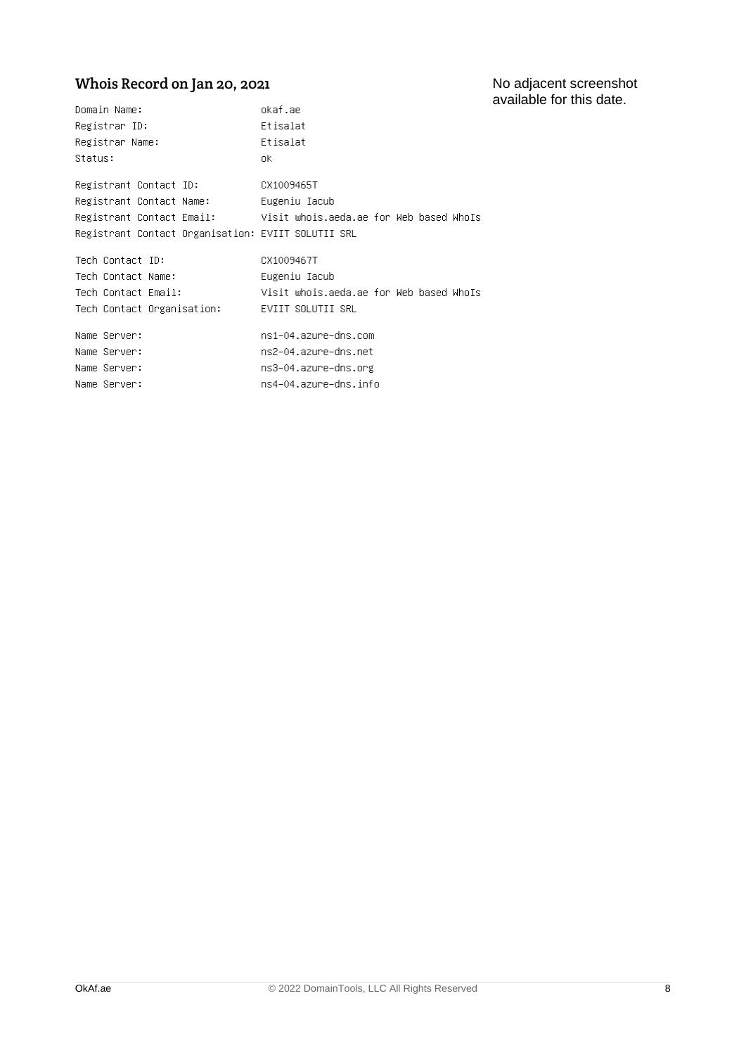## Whois Record on Jan 20, 2021

No adjacent screenshot available for this date.

```
Domain Name:                      okaf.ae
Registrar ID:                     Etisalat
Registrar Name:                   Etisalat
Status:                           ok

Registrant Contact ID:            CX1009465T
Registrant Contact Name:          Eugeniu Iacub
Registrant Contact Email:         Visit whois.aeda.ae for Web based WhoIs
Registrant Contact Organisation: EVIIT SOLUTII SRL

Tech Contact ID:                  CX1009467T
Tech Contact Name:                Eugeniu Iacub
Tech Contact Email:               Visit whois.aeda.ae for Web based WhoIs
Tech Contact Organisation:        EVIIT SOLUTII SRL

Name Server:                      ns1-04.azure-dns.com
Name Server:                      ns2-04.azure-dns.net
Name Server:                      ns3-04.azure-dns.org
Name Server:                      ns4-04.azure-dns.info
```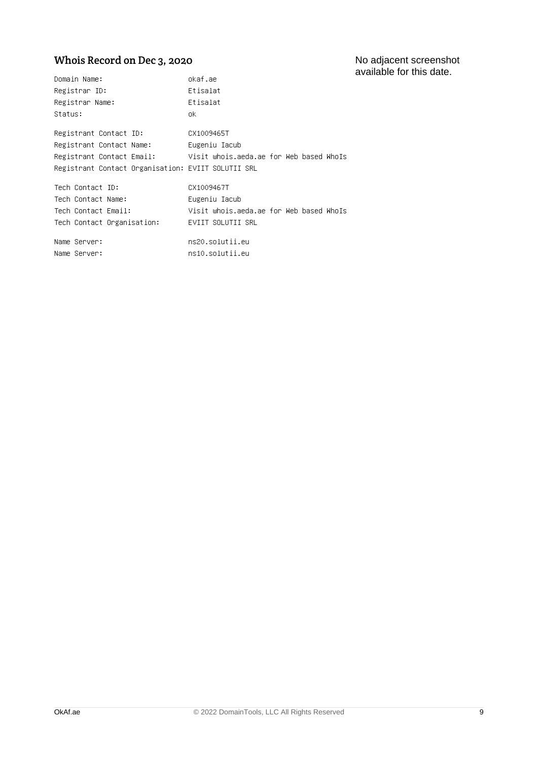## Whois Record on Dec 3, 2020

No adjacent screenshot available for this date.

```
Domain Name:                    okaf.ae
Registrar ID:                   Etisalat
Registrar Name:                 Etisalat
Status:                         ok

Registrant Contact ID:          CX1009465T
Registrant Contact Name:        Eugeniu Iacub
Registrant Contact Email:       Visit whois.aeda.ae for Web based WhoIs
Registrant Contact Organisation: EVIIT SOLUTII SRL

Tech Contact ID:                CX1009467T
Tech Contact Name:              Eugeniu Iacub
Tech Contact Email:             Visit whois.aeda.ae for Web based WhoIs
Tech Contact Organisation:      EVIIT SOLUTII SRL

Name Server:                    ns20.solutii.eu
Name Server:                    ns10.solutii.eu
```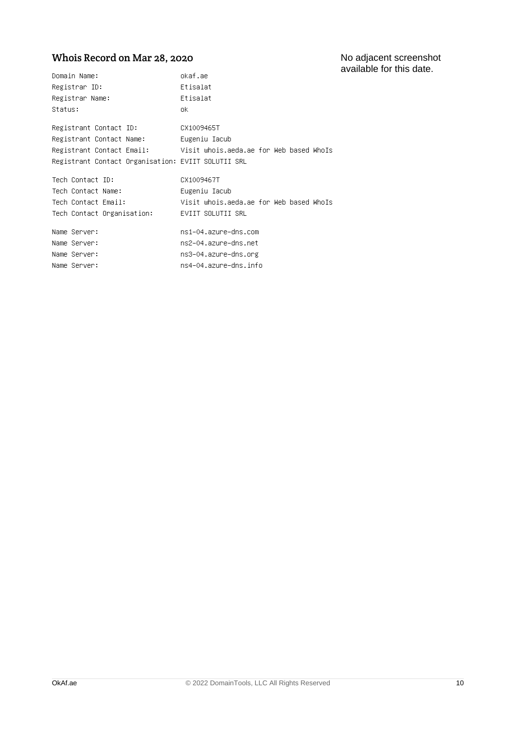## Whois Record on Mar 28, 2020

No adjacent screenshot available for this date.

```
Domain Name:                    okaf.ae
Registrar ID:                   Etisalat
Registrar Name:                 Etisalat
Status:                         ok

Registrant Contact ID:          CX1009465T
Registrant Contact Name:        Eugeniu Iacub
Registrant Contact Email:       Visit whois.aeda.ae for Web based WhoIs
Registrant Contact Organisation: EVIIT SOLUTII SRL

Tech Contact ID:                CX1009467T
Tech Contact Name:              Eugeniu Iacub
Tech Contact Email:             Visit whois.aeda.ae for Web based WhoIs
Tech Contact Organisation:      EVIIT SOLUTII SRL

Name Server:                    ns1-04.azure-dns.com
Name Server:                    ns2-04.azure-dns.net
Name Server:                    ns3-04.azure-dns.org
Name Server:                    ns4-04.azure-dns.info
```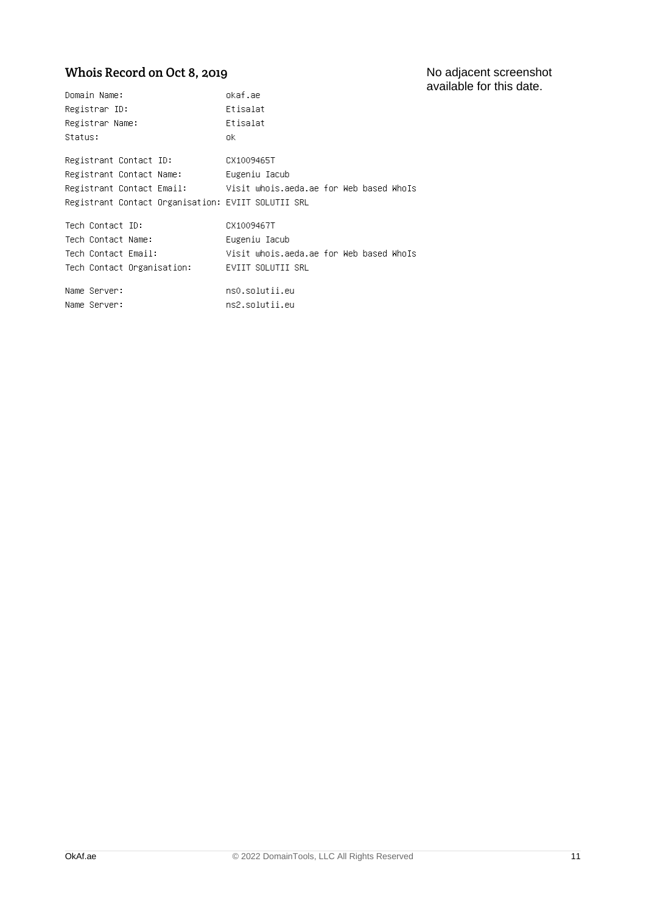## Whois Record on Oct 8, 2019

No adjacent screenshot available for this date.

```
Domain Name:                    okaf.ae
Registrar ID:                   Etisalat
Registrar Name:                 Etisalat
Status:                         ok

Registrant Contact ID:          CX1009465T
Registrant Contact Name:        Eugeniu Iacub
Registrant Contact Email:       Visit whois.aeda.ae for Web based WhoIs
Registrant Contact Organisation: EVIIT SOLUTII SRL

Tech Contact ID:                CX1009467T
Tech Contact Name:              Eugeniu Iacub
Tech Contact Email:             Visit whois.aeda.ae for Web based WhoIs
Tech Contact Organisation:      EVIIT SOLUTII SRL

Name Server:                    ns0.solutii.eu
Name Server:                    ns2.solutii.eu
```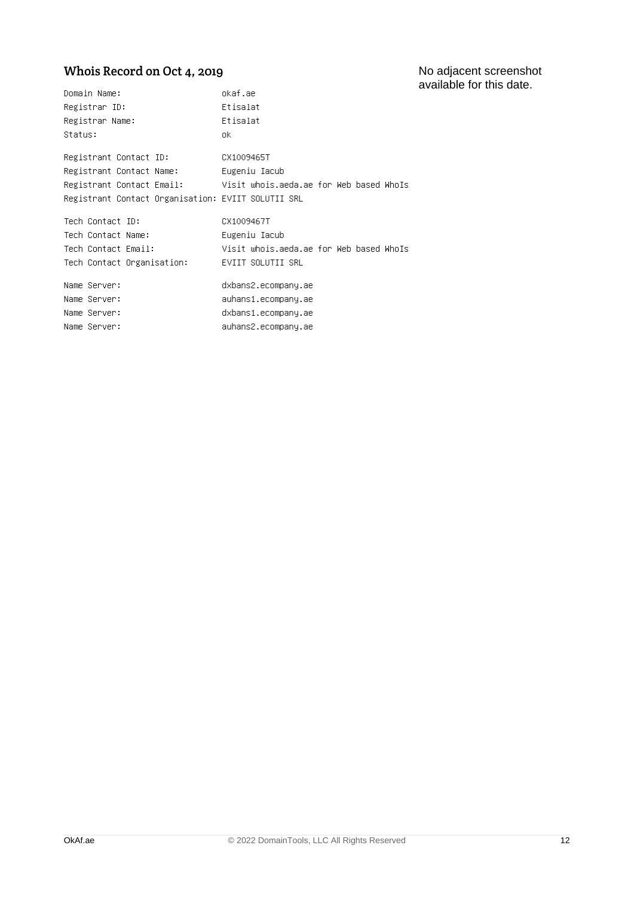## Whois Record on Oct 4, 2019

No adjacent screenshot available for this date.

```
Domain Name:                    okaf.ae
Registrar ID:                   Etisalat
Registrar Name:                 Etisalat
Status:                         ok

Registrant Contact ID:          CX1009465T
Registrant Contact Name:        Eugeniu Iacub
Registrant Contact Email:       Visit whois.aeda.ae for Web based WhoIs
Registrant Contact Organisation: EVIIT SOLUTII SRL

Tech Contact ID:                CX1009467T
Tech Contact Name:              Eugeniu Iacub
Tech Contact Email:             Visit whois.aeda.ae for Web based WhoIs
Tech Contact Organisation:      EVIIT SOLUTII SRL

Name Server:                    dxbans2.ecompany.ae
Name Server:                    auhans1.ecompany.ae
Name Server:                    dxbans1.ecompany.ae
Name Server:                    auhans2.ecompany.ae
```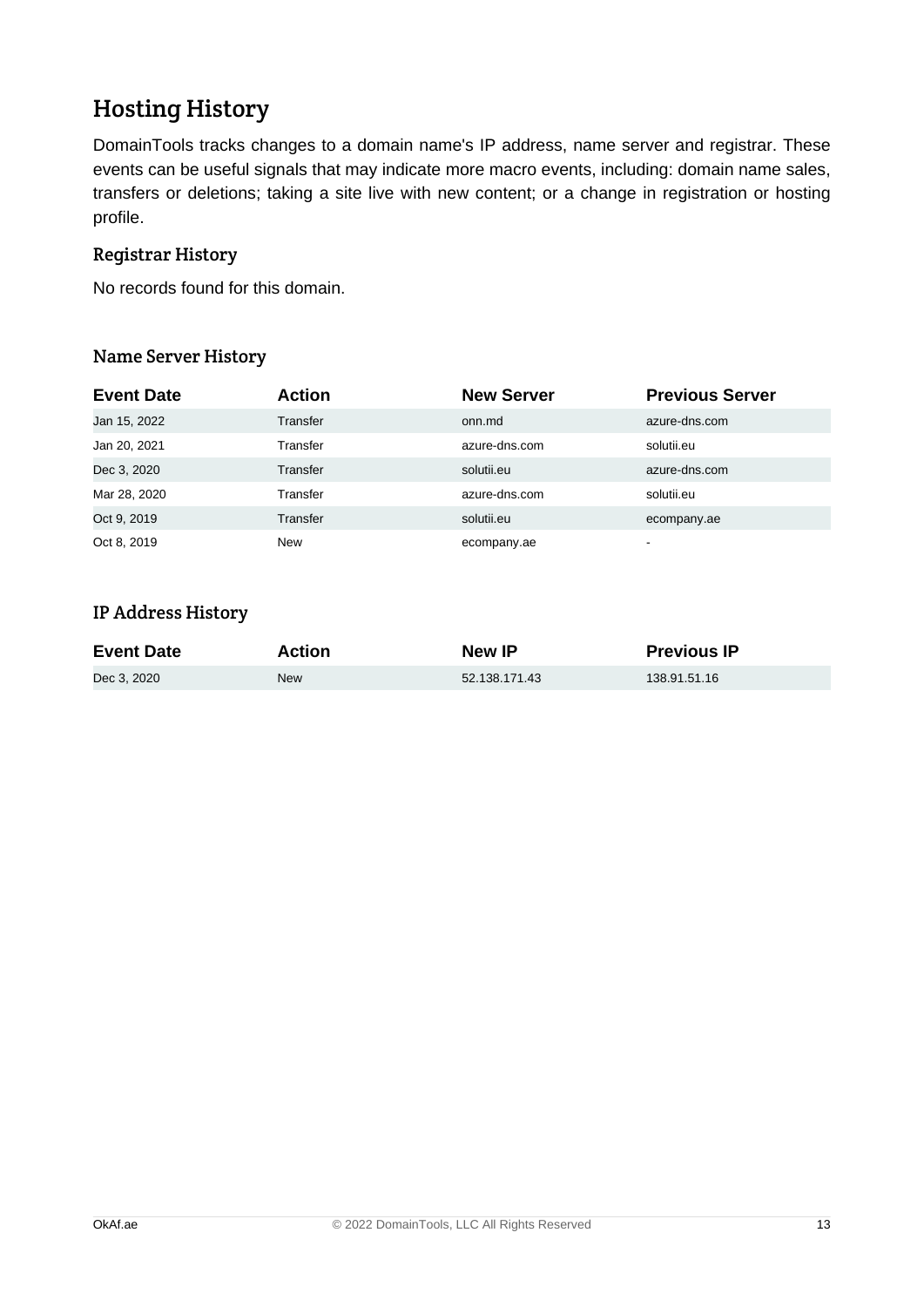# Hosting History

DomainTools tracks changes to a domain name's IP address, name server and registrar. These events can be useful signals that may indicate more macro events, including: domain name sales, transfers or deletions; taking a site live with new content; or a change in registration or hosting profile.

## Registrar History

No records found for this domain.

## Name Server History

| Event Date | Action | New Server | Previous Server |
|---|---|---|---|
| Jan 15, 2022 | Transfer | onn.md | azure-dns.com |
| Jan 20, 2021 | Transfer | azure-dns.com | solutii.eu |
| Dec 3, 2020 | Transfer | solutii.eu | azure-dns.com |
| Mar 28, 2020 | Transfer | azure-dns.com | solutii.eu |
| Oct 9, 2019 | Transfer | solutii.eu | ecompany.ae |
| Oct 8, 2019 | New | ecompany.ae | - |

## IP Address History

| Event Date | Action | New IP | Previous IP |
|---|---|---|---|
| Dec 3, 2020 | New | 52.138.171.43 | 138.91.51.16 |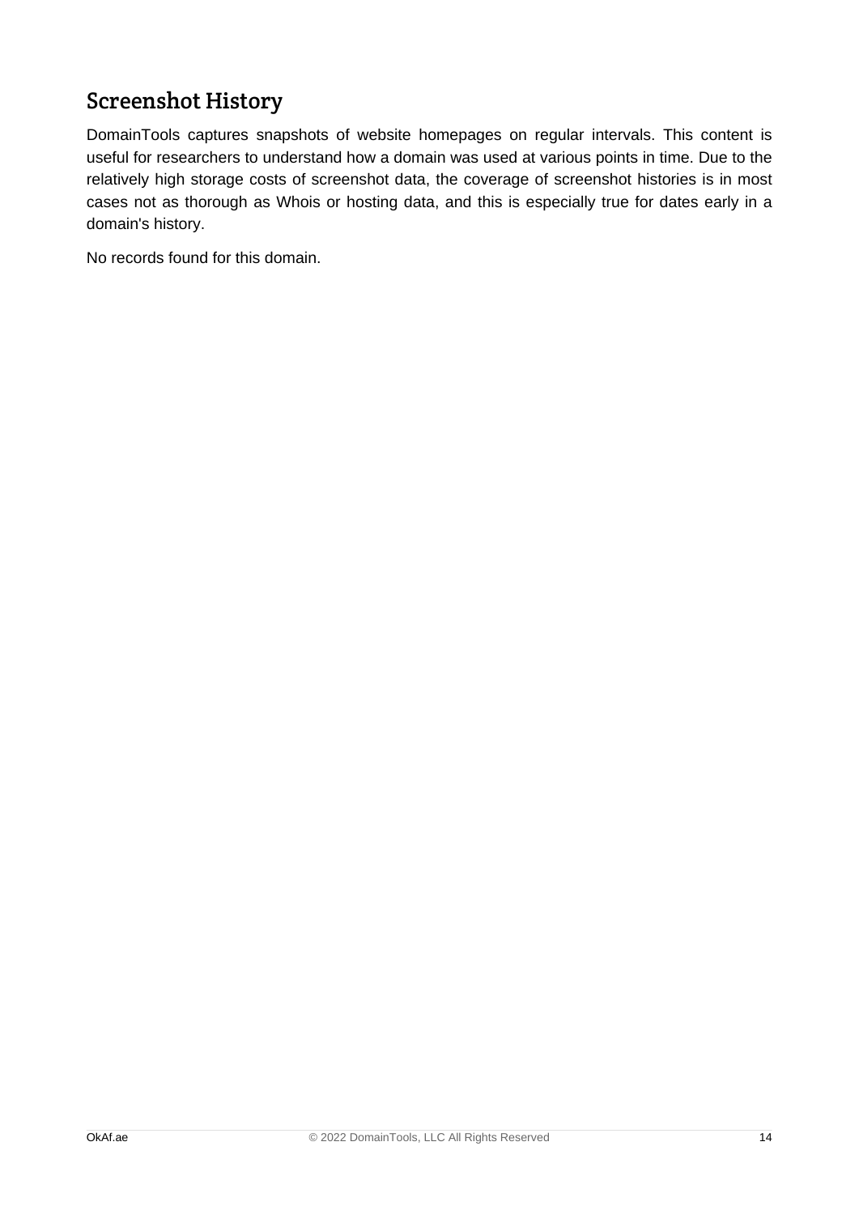## Screenshot History

DomainTools captures snapshots of website homepages on regular intervals. This content is useful for researchers to understand how a domain was used at various points in time. Due to the relatively high storage costs of screenshot data, the coverage of screenshot histories is in most cases not as thorough as Whois or hosting data, and this is especially true for dates early in a domain's history.

No records found for this domain.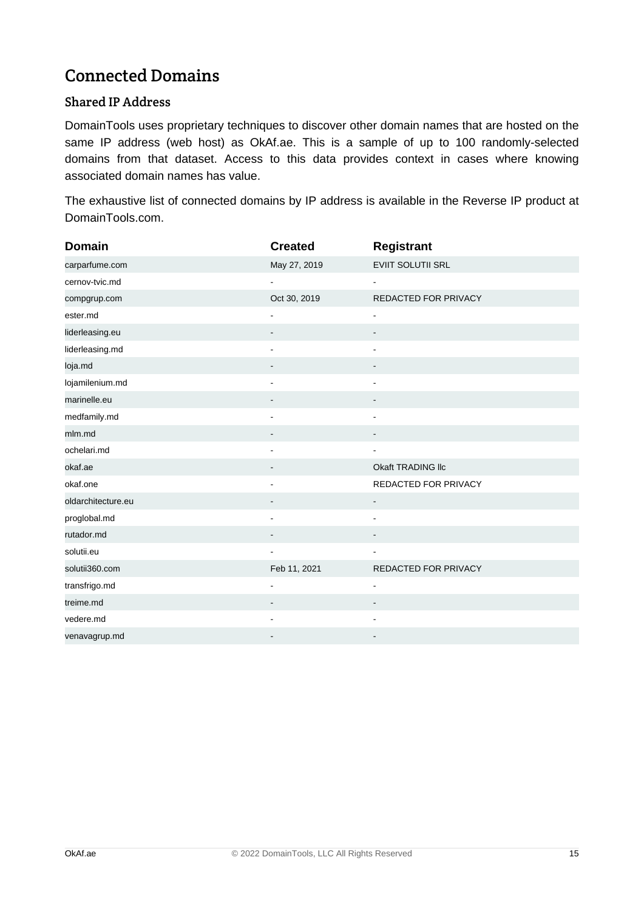# Connected Domains

## Shared IP Address

DomainTools uses proprietary techniques to discover other domain names that are hosted on the same IP address (web host) as OkAf.ae. This is a sample of up to 100 randomly-selected domains from that dataset. Access to this data provides context in cases where knowing associated domain names has value.

The exhaustive list of connected domains by IP address is available in the Reverse IP product at DomainTools.com.

| Domain | Created | Registrant |
| --- | --- | --- |
| carparfume.com | May 27, 2019 | EVIIT SOLUTII SRL |
| cernov-tvic.md | - | - |
| compgrup.com | Oct 30, 2019 | REDACTED FOR PRIVACY |
| ester.md | - | - |
| liderleasing.eu | - | - |
| liderleasing.md | - | - |
| loja.md | - | - |
| lojamilenium.md | - | - |
| marinelle.eu | - | - |
| medfamily.md | - | - |
| mlm.md | - | - |
| ochelari.md | - | - |
| okaf.ae | - | Okaft TRADING llc |
| okaf.one | - | REDACTED FOR PRIVACY |
| oldarchitecture.eu | - | - |
| proglobal.md | - | - |
| rutador.md | - | - |
| solutii.eu | - | - |
| solutii360.com | Feb 11, 2021 | REDACTED FOR PRIVACY |
| transfrigo.md | - | - |
| treime.md | - | - |
| vedere.md | - | - |
| venavagrup.md | - | - |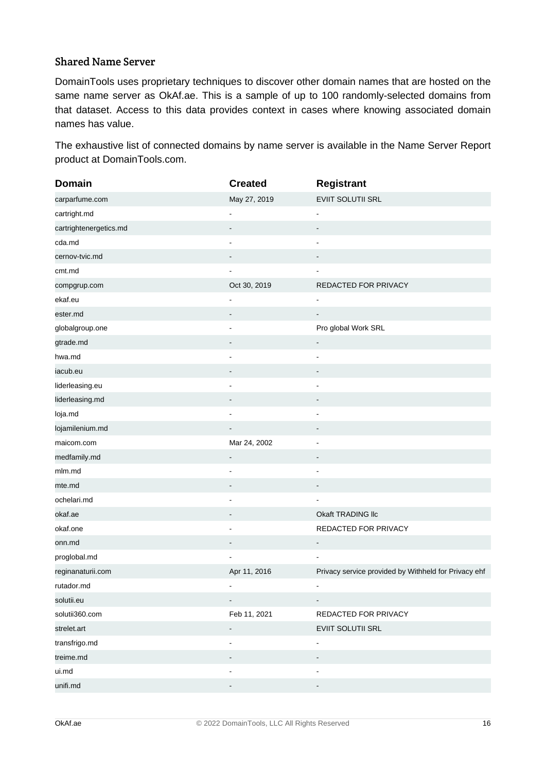### Shared Name Server

DomainTools uses proprietary techniques to discover other domain names that are hosted on the same name server as OkAf.ae. This is a sample of up to 100 randomly-selected domains from that dataset. Access to this data provides context in cases where knowing associated domain names has value.

The exhaustive list of connected domains by name server is available in the Name Server Report product at DomainTools.com.

| Domain | Created | Registrant |
| --- | --- | --- |
| carparfume.com | May 27, 2019 | EVIIT SOLUTII SRL |
| cartright.md | - | - |
| cartrightenergetics.md | - | - |
| cda.md | - | - |
| cernov-tvic.md | - | - |
| cmt.md | - | - |
| compgrup.com | Oct 30, 2019 | REDACTED FOR PRIVACY |
| ekaf.eu | - | - |
| ester.md | - | - |
| globalgroup.one | - | Pro global Work SRL |
| gtrade.md | - | - |
| hwa.md | - | - |
| iacub.eu | - | - |
| liderleasing.eu | - | - |
| liderleasing.md | - | - |
| loja.md | - | - |
| lojamilenium.md | - | - |
| maicom.com | Mar 24, 2002 | - |
| medfamily.md | - | - |
| mlm.md | - | - |
| mte.md | - | - |
| ochelari.md | - | - |
| okaf.ae | - | Okaft TRADING llc |
| okaf.one | - | REDACTED FOR PRIVACY |
| onn.md | - | - |
| proglobal.md | - | - |
| reginanaturii.com | Apr 11, 2016 | Privacy service provided by Withheld for Privacy ehf |
| rutador.md | - | - |
| solutii.eu | - | - |
| solutii360.com | Feb 11, 2021 | REDACTED FOR PRIVACY |
| strelet.art | - | EVIIT SOLUTII SRL |
| transfrigo.md | - | - |
| treime.md | - | - |
| ui.md | - | - |
| unifi.md | - | - |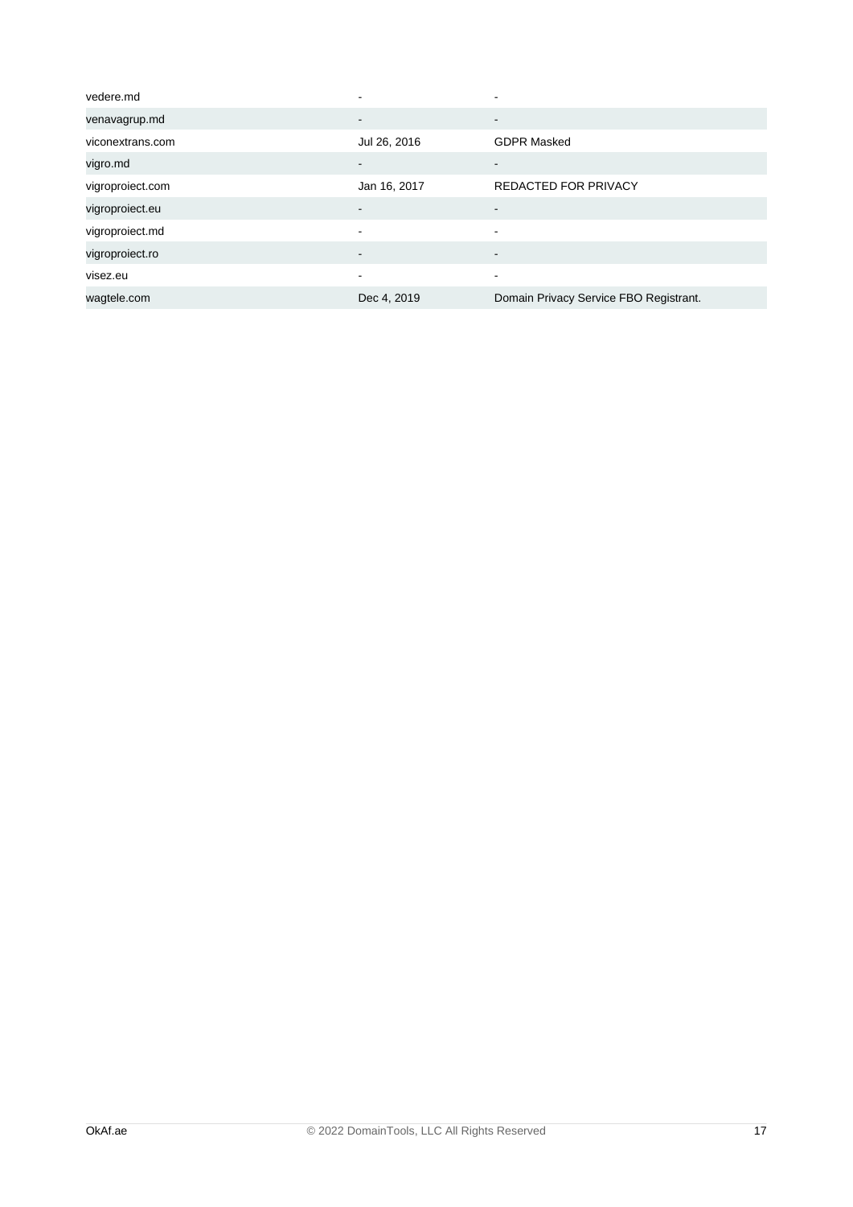| | | |
|---|---|---|
| vedere.md | - | - |
| venavagrup.md | - | - |
| viconextrans.com | Jul 26, 2016 | GDPR Masked |
| vigro.md | - | - |
| vigroproiect.com | Jan 16, 2017 | REDACTED FOR PRIVACY |
| vigroproiect.eu | - | - |
| vigroproiect.md | - | - |
| vigroproiect.ro | - | - |
| visez.eu | - | - |
| wagtele.com | Dec 4, 2019 | Domain Privacy Service FBO Registrant. |